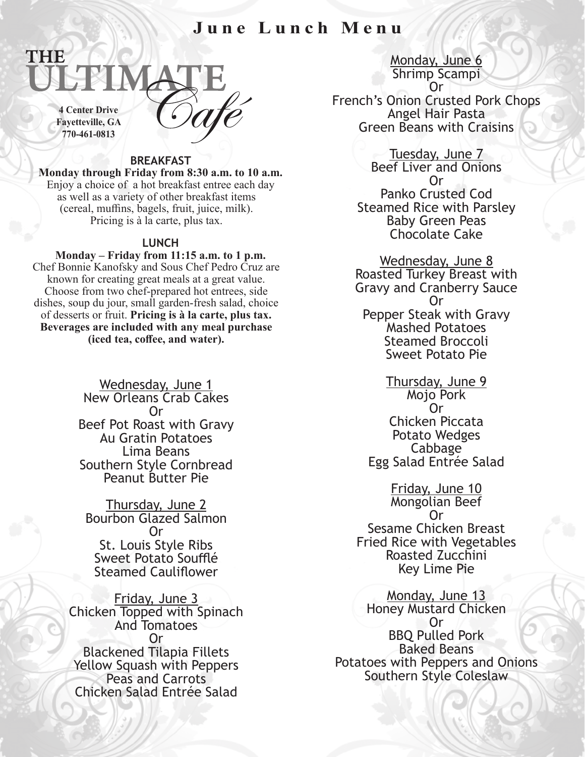# June Lunch Menu

**THE ULTIMATE Café**

**4 Center Drive**
**Fayetteville, GA**
**770-461-0813**

### BREAKFAST

**Monday through Friday from 8:30 a.m. to 10 a.m.**
Enjoy a choice of a hot breakfast entree each day as well as a variety of other breakfast items (cereal, muffins, bagels, fruit, juice, milk). Pricing is à la carte, plus tax.

### LUNCH

**Monday – Friday from 11:15 a.m. to 1 p.m.**
Chef Bonnie Kanofsky and Sous Chef Pedro Cruz are known for creating great meals at a great value. Choose from two chef-prepared hot entrees, side dishes, soup du jour, small garden-fresh salad, choice of desserts or fruit. **Pricing is à la carte, plus tax. Beverages are included with any meal purchase (iced tea, coffee, and water).**

<u>Wednesday, June 1</u>
New Orleans Crab Cakes
Or
Beef Pot Roast with Gravy
Au Gratin Potatoes
Lima Beans
Southern Style Cornbread
Peanut Butter Pie

<u>Thursday, June 2</u>
Bourbon Glazed Salmon
Or
St. Louis Style Ribs
Sweet Potato Soufflé
Steamed Cauliflower

<u>Friday, June 3</u>
Chicken Topped with Spinach And Tomatoes
Or
Blackened Tilapia Fillets
Yellow Squash with Peppers
Peas and Carrots
Chicken Salad Entrée Salad

<u>Monday, June 6</u>
Shrimp Scampi
Or
French's Onion Crusted Pork Chops
Angel Hair Pasta
Green Beans with Craisins

<u>Tuesday, June 7</u>
Beef Liver and Onions
Or
Panko Crusted Cod
Steamed Rice with Parsley
Baby Green Peas
Chocolate Cake

<u>Wednesday, June 8</u>
Roasted Turkey Breast with Gravy and Cranberry Sauce
Or
Pepper Steak with Gravy
Mashed Potatoes
Steamed Broccoli
Sweet Potato Pie

<u>Thursday, June 9</u>
Mojo Pork
Or
Chicken Piccata
Potato Wedges
Cabbage
Egg Salad Entrée Salad

<u>Friday, June 10</u>
Mongolian Beef
Or
Sesame Chicken Breast
Fried Rice with Vegetables
Roasted Zucchini
Key Lime Pie

<u>Monday, June 13</u>
Honey Mustard Chicken
Or
BBQ Pulled Pork
Baked Beans
Potatoes with Peppers and Onions
Southern Style Coleslaw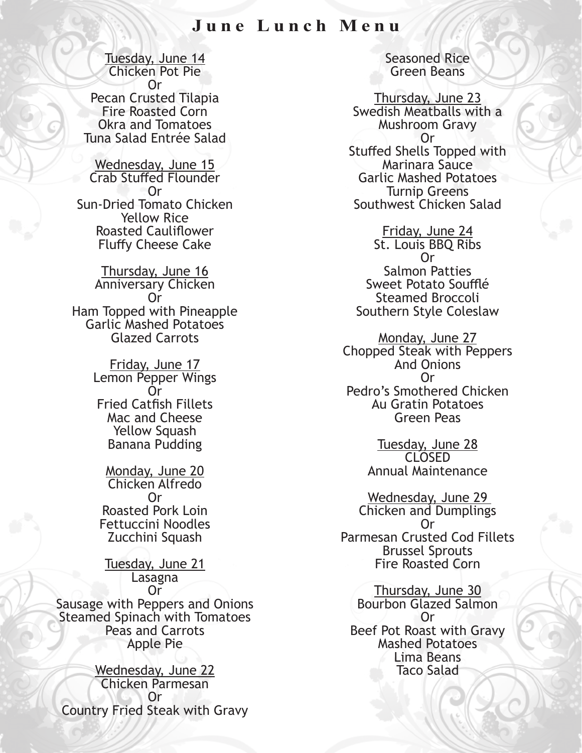# June Lunch Menu

Tuesday, June 14
Chicken Pot Pie
Or
Pecan Crusted Tilapia
Fire Roasted Corn
Okra and Tomatoes
Tuna Salad Entrée Salad

Wednesday, June 15
Crab Stuffed Flounder
Or
Sun-Dried Tomato Chicken
Yellow Rice
Roasted Cauliflower
Fluffy Cheese Cake

Thursday, June 16
Anniversary Chicken
Or
Ham Topped with Pineapple
Garlic Mashed Potatoes
Glazed Carrots

Friday, June 17
Lemon Pepper Wings
Or
Fried Catfish Fillets
Mac and Cheese
Yellow Squash
Banana Pudding

Monday, June 20
Chicken Alfredo
Or
Roasted Pork Loin
Fettuccini Noodles
Zucchini Squash

Tuesday, June 21
Lasagna
Or
Sausage with Peppers and Onions
Steamed Spinach with Tomatoes
Peas and Carrots
Apple Pie

Wednesday, June 22
Chicken Parmesan
Or
Country Fried Steak with Gravy
Seasoned Rice
Green Beans

Thursday, June 23
Swedish Meatballs with a
Mushroom Gravy
Or
Stuffed Shells Topped with
Marinara Sauce
Garlic Mashed Potatoes
Turnip Greens
Southwest Chicken Salad

Friday, June 24
St. Louis BBQ Ribs
Or
Salmon Patties
Sweet Potato Soufflé
Steamed Broccoli
Southern Style Coleslaw

Monday, June 27
Chopped Steak with Peppers
And Onions
Or
Pedro's Smothered Chicken
Au Gratin Potatoes
Green Peas

Tuesday, June 28
CLOSED
Annual Maintenance

Wednesday, June 29
Chicken and Dumplings
Or
Parmesan Crusted Cod Fillets
Brussel Sprouts
Fire Roasted Corn

Thursday, June 30
Bourbon Glazed Salmon
Or
Beef Pot Roast with Gravy
Mashed Potatoes
Lima Beans
Taco Salad